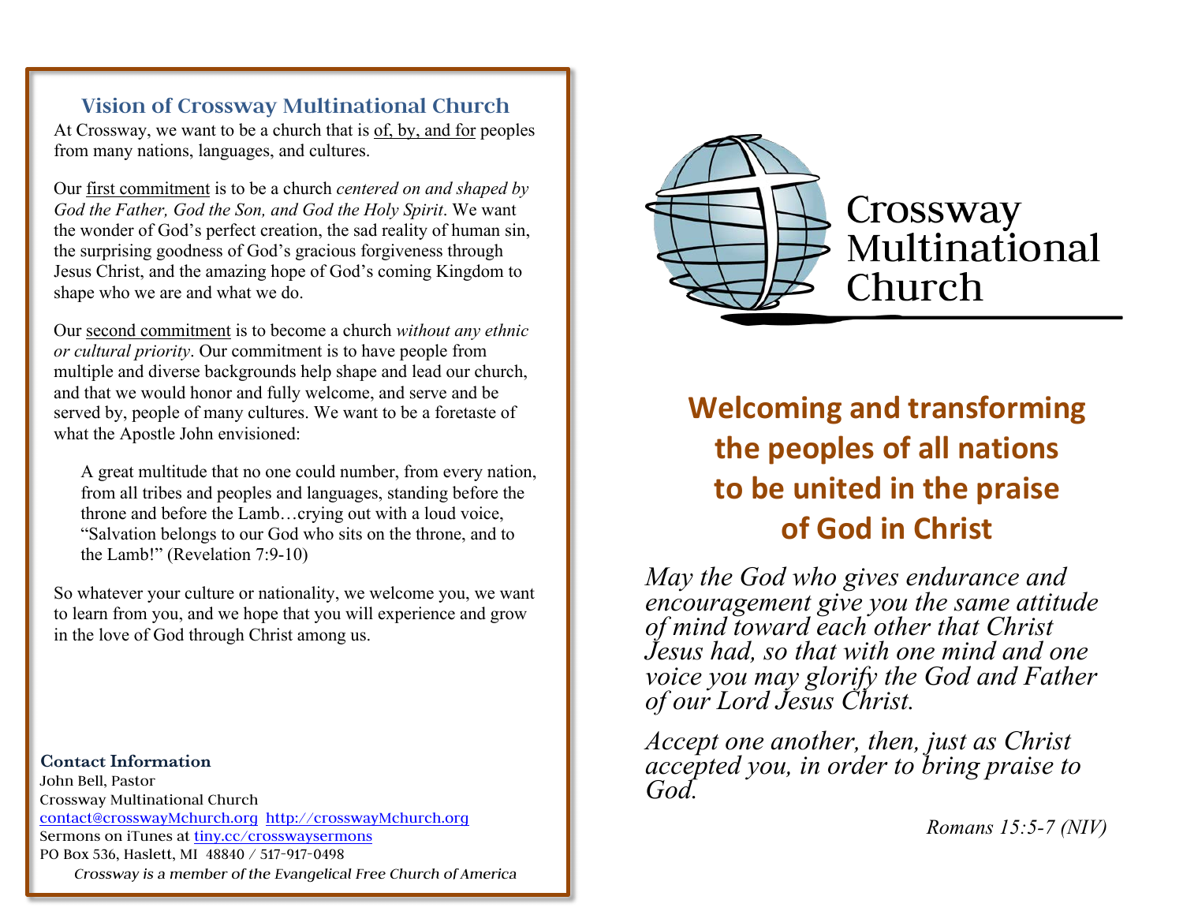## Vision of Crossway Multinational Church

At Crossway, we want to be a church that is of, by, and for peoples from many nations, languages, and cultures.

Our first commitment is to be a church *centered on and shaped by God the Father, God the Son, and God the Holy Spirit*. We want the wonder of God's perfect creation, the sad reality of human sin, the surprising goodness of God's gracious forgiveness through Jesus Christ, and the amazing hope of God's coming Kingdom to shape who we are and what we do.

Our second commitment is to become a church *without any ethnic or cultural priority*. Our commitment is to have people from multiple and diverse backgrounds help shape and lead our church, and that we would honor and fully welcome, and serve and be served by, people of many cultures. We want to be a foretaste of what the Apostle John envisioned:

> A great multitude that no one could number, from every nation, from all tribes and peoples and languages, standing before the throne and before the Lamb…crying out with a loud voice, "Salvation belongs to our God who sits on the throne, and to the Lamb!" (Revelation 7:9-10)

So whatever your culture or nationality, we welcome you, we want to learn from you, and we hope that you will experience and grow in the love of God through Christ among us.

**Contact Information**
John Bell, Pastor
Crossway Multinational Church
contact@crosswayMchurch.org http://crosswayMchurch.org
Sermons on iTunes at tiny.cc/crosswaysermons
PO Box 536, Haslett, MI 48840 / 517-917-0498
*Crossway is a member of the Evangelical Free Church of America*

# Crossway Multinational Church

## Welcoming and transforming the peoples of all nations to be united in the praise of God in Christ

*May the God who gives endurance and encouragement give you the same attitude of mind toward each other that Christ Jesus had, so that with one mind and one voice you may glorify the God and Father of our Lord Jesus Christ.*

*Accept one another, then, just as Christ accepted you, in order to bring praise to God.*

*Romans 15:5-7 (NIV)*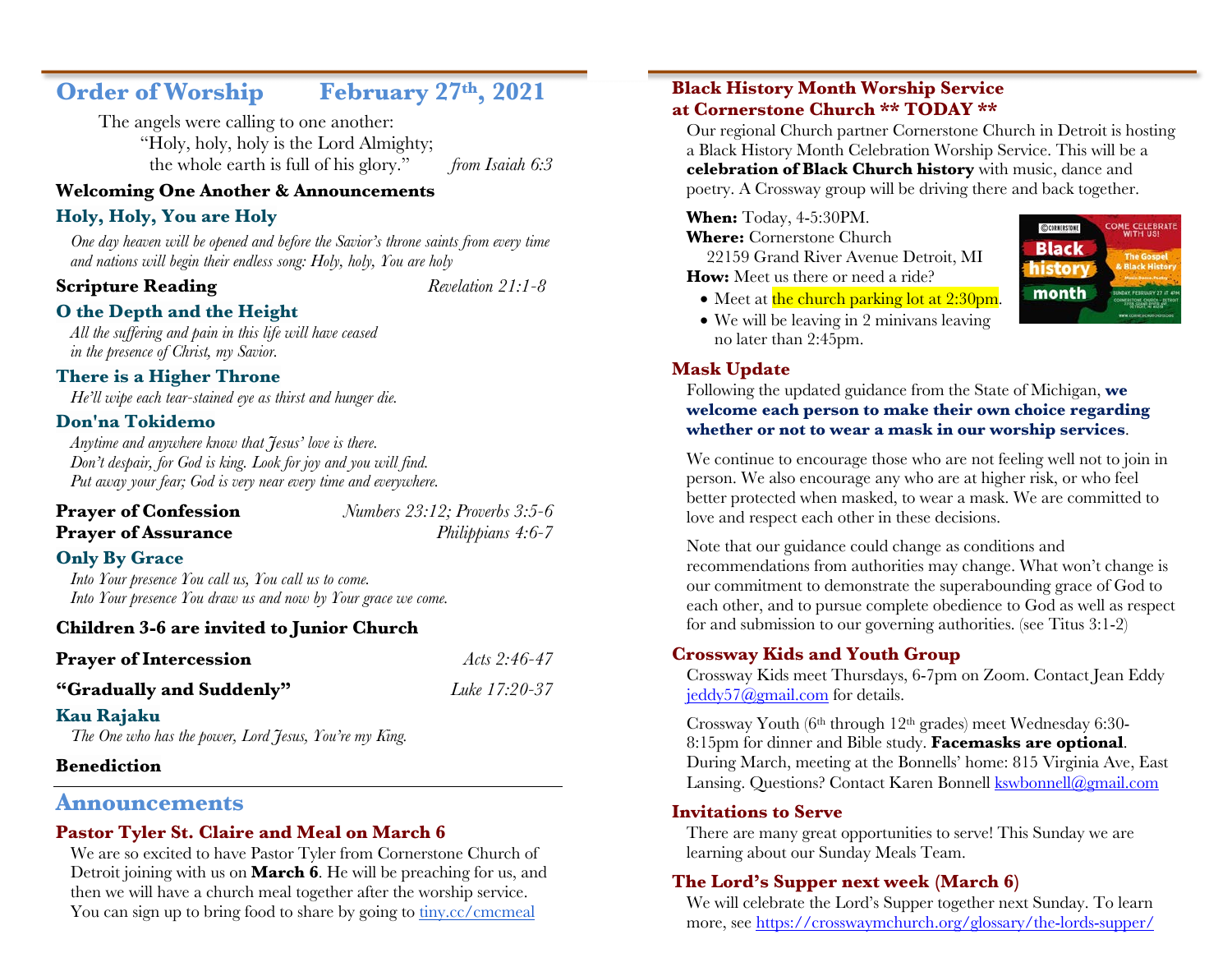# Order of Worship    February 27th, 2021

The angels were calling to one another:
"Holy, holy, holy is the Lord Almighty;
the whole earth is full of his glory." *from Isaiah 6:3*

**Welcoming One Another & Announcements**

## Holy, Holy, You are Holy

*One day heaven will be opened and before the Savior's throne saints from every time and nations will begin their endless song: Holy, holy, You are holy*

**Scripture Reading** *Revelation 21:1-8*

## O the Depth and the Height

*All the suffering and pain in this life will have ceased in the presence of Christ, my Savior.*

## There is a Higher Throne

*He'll wipe each tear-stained eye as thirst and hunger die.*

## Don'na Tokidemo

*Anytime and anywhere know that Jesus' love is there.*
*Don't despair, for God is king. Look for joy and you will find.*
*Put away your fear; God is very near every time and everywhere.*

**Prayer of Confession** *Numbers 23:12; Proverbs 3:5-6*
**Prayer of Assurance** *Philippians 4:6-7*

## Only By Grace

*Into Your presence You call us, You call us to come.*
*Into Your presence You draw us and now by Your grace we come.*

**Children 3-6 are invited to Junior Church**

**Prayer of Intercession** *Acts 2:46-47*

**"Gradually and Suddenly"** *Luke 17:20-37*

## Kau Rajaku

*The One who has the power, Lord Jesus, You're my King.*

**Benediction**

# Announcements

## Pastor Tyler St. Claire and Meal on March 6

We are so excited to have Pastor Tyler from Cornerstone Church of Detroit joining with us on **March 6**. He will be preaching for us, and then we will have a church meal together after the worship service. You can sign up to bring food to share by going to tiny.cc/cmcmeal

## Black History Month Worship Service at Cornerstone Church ** TODAY **

Our regional Church partner Cornerstone Church in Detroit is hosting a Black History Month Celebration Worship Service. This will be a **celebration of Black Church history** with music, dance and poetry. A Crossway group will be driving there and back together.

**When:** Today, 4-5:30PM.
**Where:** Cornerstone Church
22159 Grand River Avenue Detroit, MI
**How:** Meet us there or need a ride?

- Meet at the church parking lot at 2:30pm.
- We will be leaving in 2 minivans leaving no later than 2:45pm.

## Mask Update

Following the updated guidance from the State of Michigan, **we welcome each person to make their own choice regarding whether or not to wear a mask in our worship services**.

We continue to encourage those who are not feeling well not to join in person. We also encourage any who are at higher risk, or who feel better protected when masked, to wear a mask. We are committed to love and respect each other in these decisions.

Note that our guidance could change as conditions and recommendations from authorities may change. What won't change is our commitment to demonstrate the superabounding grace of God to each other, and to pursue complete obedience to God as well as respect for and submission to our governing authorities. (see Titus 3:1-2)

## Crossway Kids and Youth Group

Crossway Kids meet Thursdays, 6-7pm on Zoom. Contact Jean Eddy jeddy57@gmail.com for details.

Crossway Youth (6th through 12th grades) meet Wednesday 6:30-8:15pm for dinner and Bible study. **Facemasks are optional**. During March, meeting at the Bonnells' home: 815 Virginia Ave, East Lansing. Questions? Contact Karen Bonnell kswbonnell@gmail.com

## Invitations to Serve

There are many great opportunities to serve! This Sunday we are learning about our Sunday Meals Team.

## The Lord's Supper next week (March 6)

We will celebrate the Lord's Supper together next Sunday. To learn more, see https://crosswaymchurch.org/glossary/the-lords-supper/